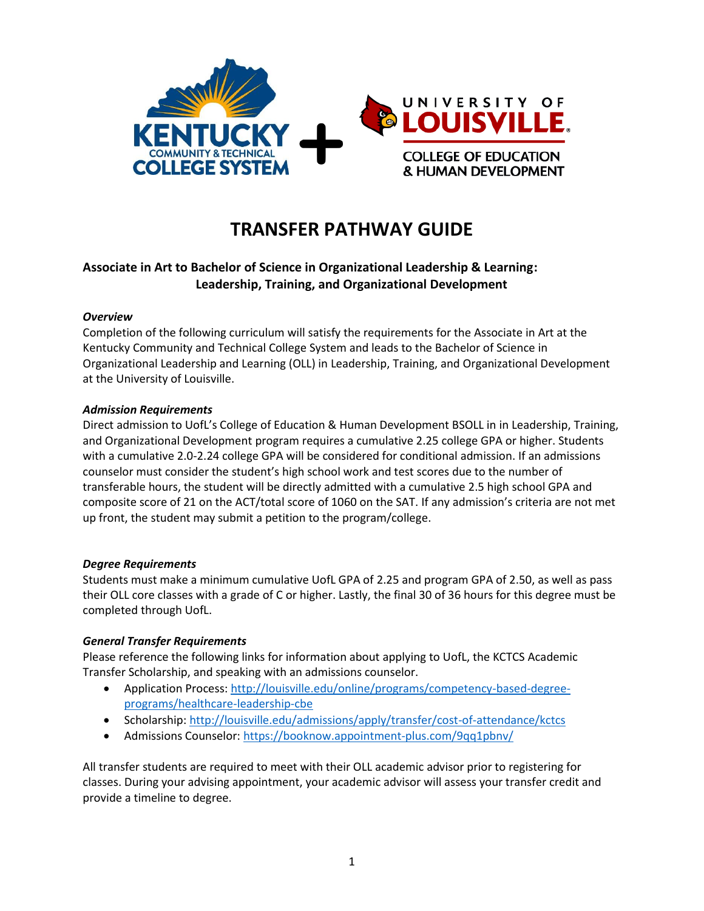# TRANSFER PATHWAY GUIDE

### Associate in Art to Bachelor of Science in Organizational Leadership & Learning: Leadership, Training, and Organizational Development

***Overview***

Completion of the following curriculum will satisfy the requirements for the Associate in Art at the Kentucky Community and Technical College System and leads to the Bachelor of Science in Organizational Leadership and Learning (OLL) in Leadership, Training, and Organizational Development at the University of Louisville.

***Admission Requirements***

Direct admission to UofL's College of Education & Human Development BSOLL in in Leadership, Training, and Organizational Development program requires a cumulative 2.25 college GPA or higher. Students with a cumulative 2.0-2.24 college GPA will be considered for conditional admission. If an admissions counselor must consider the student's high school work and test scores due to the number of transferable hours, the student will be directly admitted with a cumulative 2.5 high school GPA and composite score of 21 on the ACT/total score of 1060 on the SAT. If any admission's criteria are not met up front, the student may submit a petition to the program/college.

***Degree Requirements***

Students must make a minimum cumulative UofL GPA of 2.25 and program GPA of 2.50, as well as pass their OLL core classes with a grade of C or higher. Lastly, the final 30 of 36 hours for this degree must be completed through UofL.

***General Transfer Requirements***

Please reference the following links for information about applying to UofL, the KCTCS Academic Transfer Scholarship, and speaking with an admissions counselor.

- Application Process: http://louisville.edu/online/programs/competency-based-degree-programs/healthcare-leadership-cbe
- Scholarship: http://louisville.edu/admissions/apply/transfer/cost-of-attendance/kctcs
- Admissions Counselor: https://booknow.appointment-plus.com/9qq1pbnv/

All transfer students are required to meet with their OLL academic advisor prior to registering for classes. During your advising appointment, your academic advisor will assess your transfer credit and provide a timeline to degree.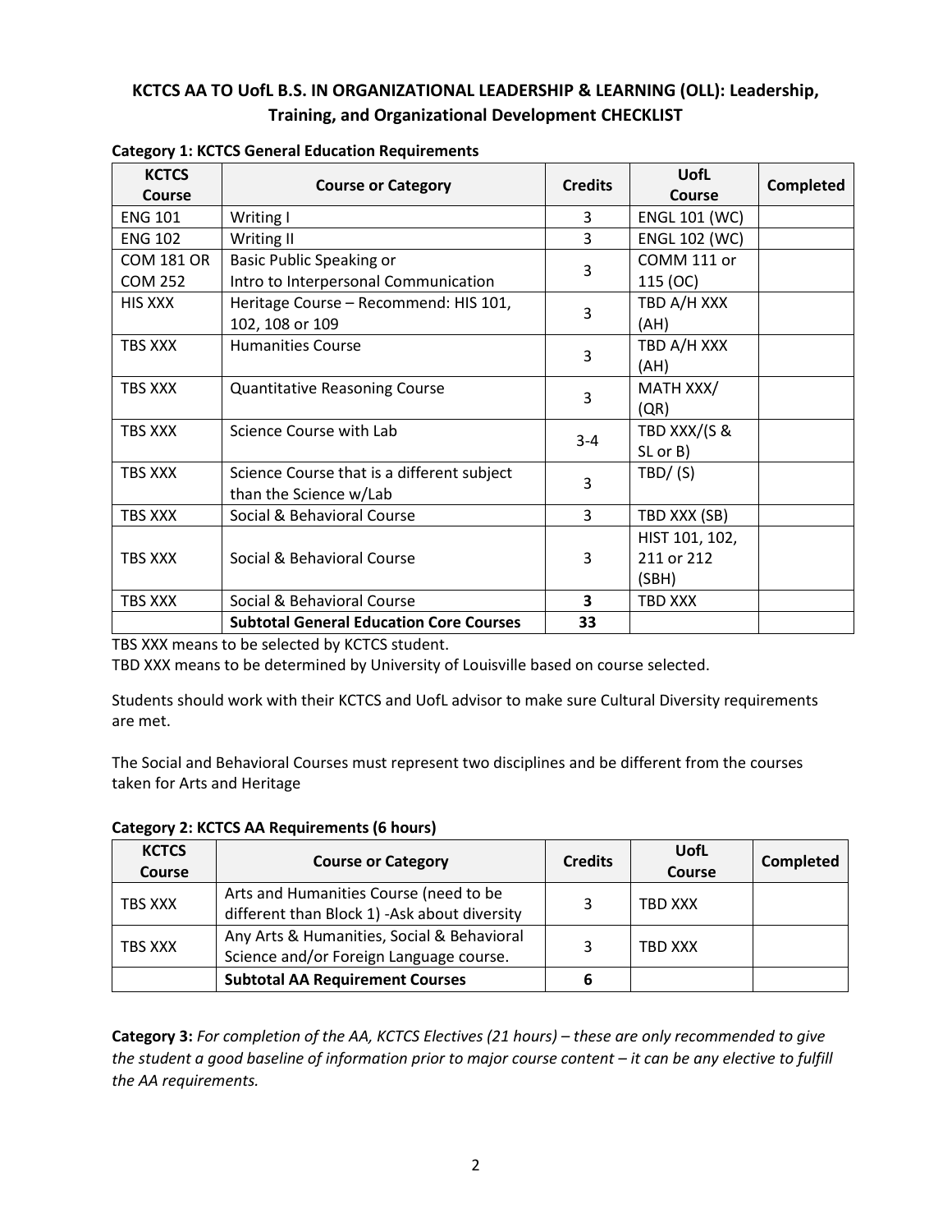# KCTCS AA TO UofL B.S. IN ORGANIZATIONAL LEADERSHIP & LEARNING (OLL): Leadership, Training, and Organizational Development CHECKLIST

**Category 1: KCTCS General Education Requirements**

| KCTCS Course | Course or Category | Credits | UofL Course | Completed |
|---|---|---|---|---|
| ENG 101 | Writing I | 3 | ENGL 101 (WC) | |
| ENG 102 | Writing II | 3 | ENGL 102 (WC) | |
| COM 181 OR COM 252 | Basic Public Speaking or Intro to Interpersonal Communication | 3 | COMM 111 or 115 (OC) | |
| HIS XXX | Heritage Course – Recommend: HIS 101, 102, 108 or 109 | 3 | TBD A/H XXX (AH) | |
| TBS XXX | Humanities Course | 3 | TBD A/H XXX (AH) | |
| TBS XXX | Quantitative Reasoning Course | 3 | MATH XXX/ (QR) | |
| TBS XXX | Science Course with Lab | 3-4 | TBD XXX/(S & SL or B) | |
| TBS XXX | Science Course that is a different subject than the Science w/Lab | 3 | TBD/ (S) | |
| TBS XXX | Social & Behavioral Course | 3 | TBD XXX (SB) | |
| TBS XXX | Social & Behavioral Course | 3 | HIST 101, 102, 211 or 212 (SBH) | |
| TBS XXX | Social & Behavioral Course | **3** | TBD XXX | |
| | **Subtotal General Education Core Courses** | **33** | | |

TBS XXX means to be selected by KCTCS student.

TBD XXX means to be determined by University of Louisville based on course selected.

Students should work with their KCTCS and UofL advisor to make sure Cultural Diversity requirements are met.

The Social and Behavioral Courses must represent two disciplines and be different from the courses taken for Arts and Heritage

**Category 2: KCTCS AA Requirements (6 hours)**

| KCTCS Course | Course or Category | Credits | UofL Course | Completed |
|---|---|---|---|---|
| TBS XXX | Arts and Humanities Course (need to be different than Block 1) -Ask about diversity | 3 | TBD XXX | |
| TBS XXX | Any Arts & Humanities, Social & Behavioral Science and/or Foreign Language course. | 3 | TBD XXX | |
| | **Subtotal AA Requirement Courses** | **6** | | |

**Category 3:** *For completion of the AA, KCTCS Electives (21 hours) – these are only recommended to give the student a good baseline of information prior to major course content – it can be any elective to fulfill the AA requirements.*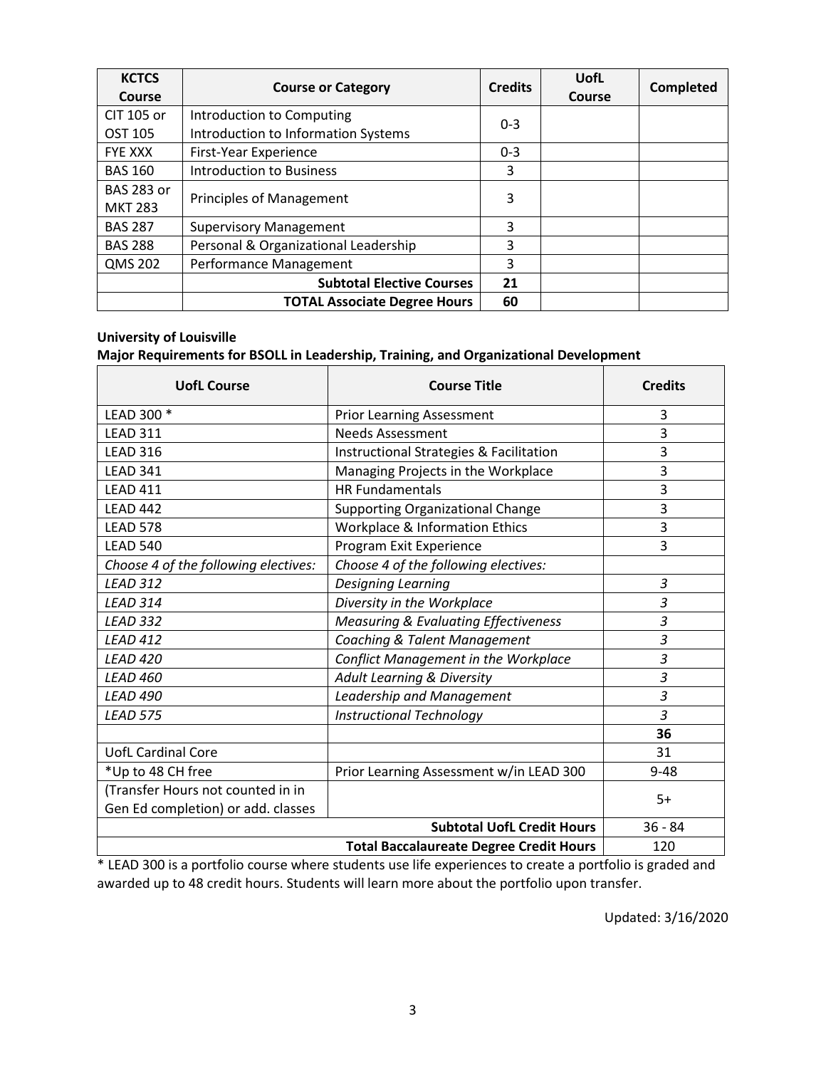| KCTCS Course | Course or Category | Credits | UofL Course | Completed |
| --- | --- | --- | --- | --- |
| CIT 105 or OST 105 | Introduction to Computing Introduction to Information Systems | 0-3 | | |
| FYE XXX | First-Year Experience | 0-3 | | |
| BAS 160 | Introduction to Business | 3 | | |
| BAS 283 or MKT 283 | Principles of Management | 3 | | |
| BAS 287 | Supervisory Management | 3 | | |
| BAS 288 | Personal & Organizational Leadership | 3 | | |
| QMS 202 | Performance Management | 3 | | |
| | **Subtotal Elective Courses** | **21** | | |
| | **TOTAL Associate Degree Hours** | **60** | | |

**University of Louisville**
**Major Requirements for BSOLL in Leadership, Training, and Organizational Development**

| UofL Course | Course Title | Credits |
| --- | --- | --- |
| LEAD 300 * | Prior Learning Assessment | 3 |
| LEAD 311 | Needs Assessment | 3 |
| LEAD 316 | Instructional Strategies & Facilitation | 3 |
| LEAD 341 | Managing Projects in the Workplace | 3 |
| LEAD 411 | HR Fundamentals | 3 |
| LEAD 442 | Supporting Organizational Change | 3 |
| LEAD 578 | Workplace & Information Ethics | 3 |
| LEAD 540 | Program Exit Experience | 3 |
| *Choose 4 of the following electives:* | *Choose 4 of the following electives:* | |
| *LEAD 312* | *Designing Learning* | *3* |
| *LEAD 314* | *Diversity in the Workplace* | *3* |
| *LEAD 332* | *Measuring & Evaluating Effectiveness* | *3* |
| *LEAD 412* | *Coaching & Talent Management* | *3* |
| *LEAD 420* | *Conflict Management in the Workplace* | *3* |
| *LEAD 460* | *Adult Learning & Diversity* | *3* |
| *LEAD 490* | *Leadership and Management* | *3* |
| *LEAD 575* | *Instructional Technology* | *3* |
| | | **36** |
| UofL Cardinal Core | | 31 |
| *Up to 48 CH free | Prior Learning Assessment w/in LEAD 300 | 9-48 |
| (Transfer Hours not counted in in Gen Ed completion) or add. classes | | 5+ |
| | **Subtotal UofL Credit Hours** | 36 - 84 |
| | **Total Baccalaureate Degree Credit Hours** | 120 |

* LEAD 300 is a portfolio course where students use life experiences to create a portfolio is graded and awarded up to 48 credit hours. Students will learn more about the portfolio upon transfer.

Updated: 3/16/2020